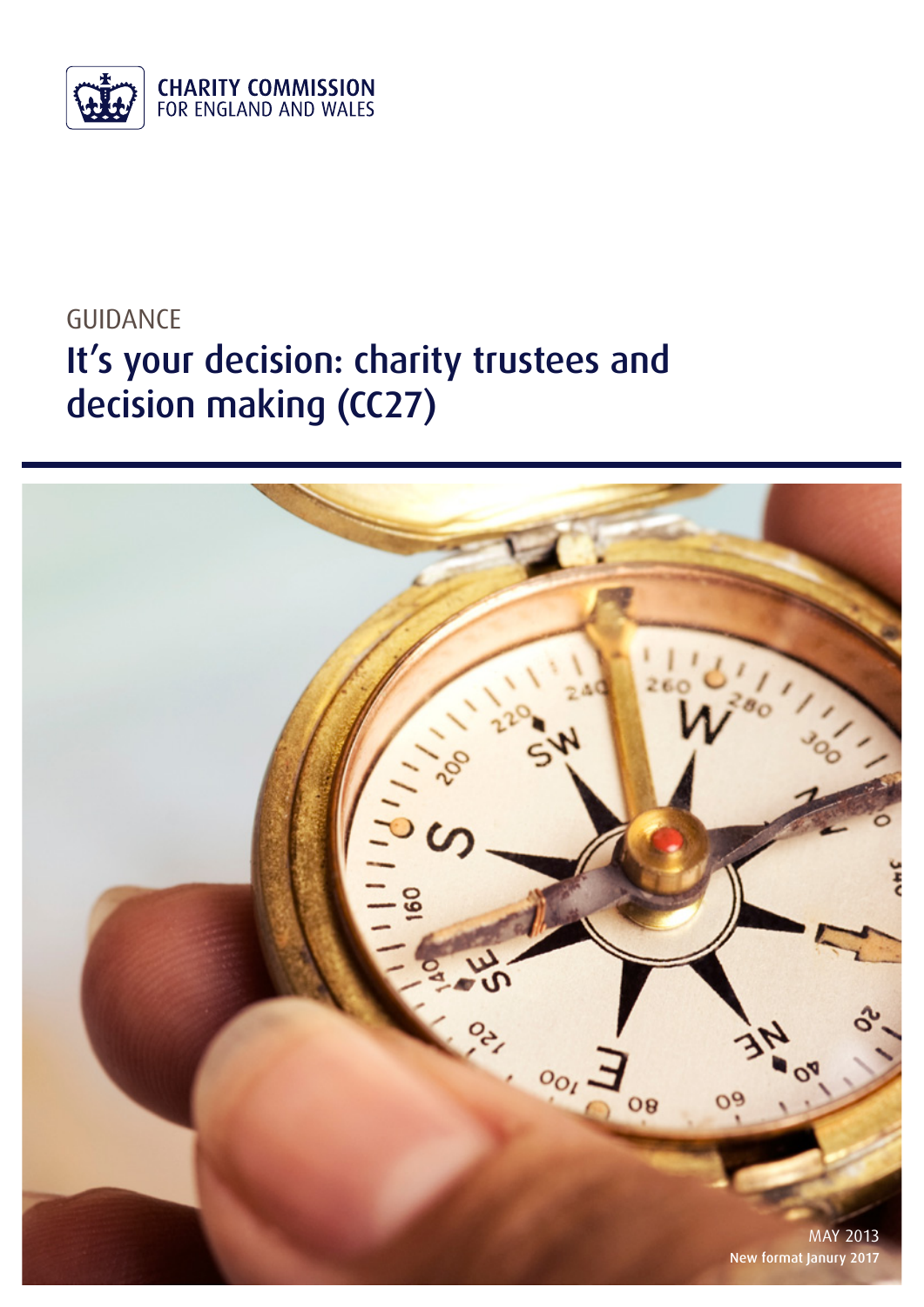CHARITY COMMISSION
FOR ENGLAND AND WALES

GUIDANCE

# It's your decision: charity trustees and decision making (CC27)

MAY 2013

New format Janury 2017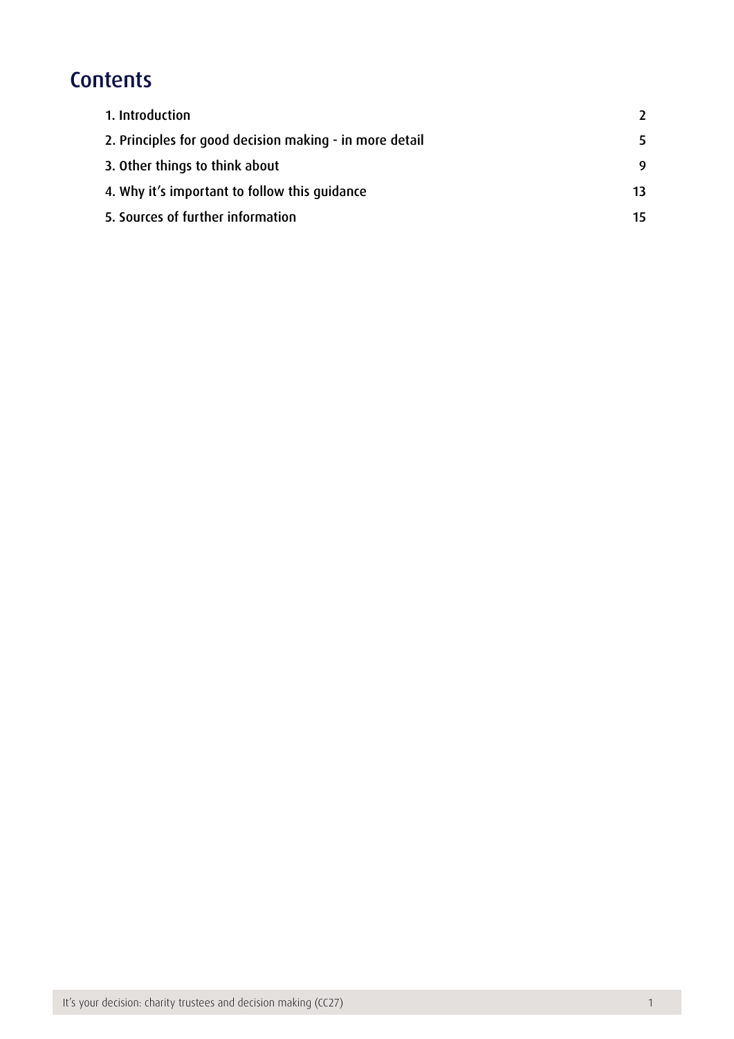## Contents

| | |
|---|---|
| 1. Introduction | 2 |
| 2. Principles for good decision making - in more detail | 5 |
| 3. Other things to think about | 9 |
| 4. Why it's important to follow this guidance | 13 |
| 5. Sources of further information | 15 |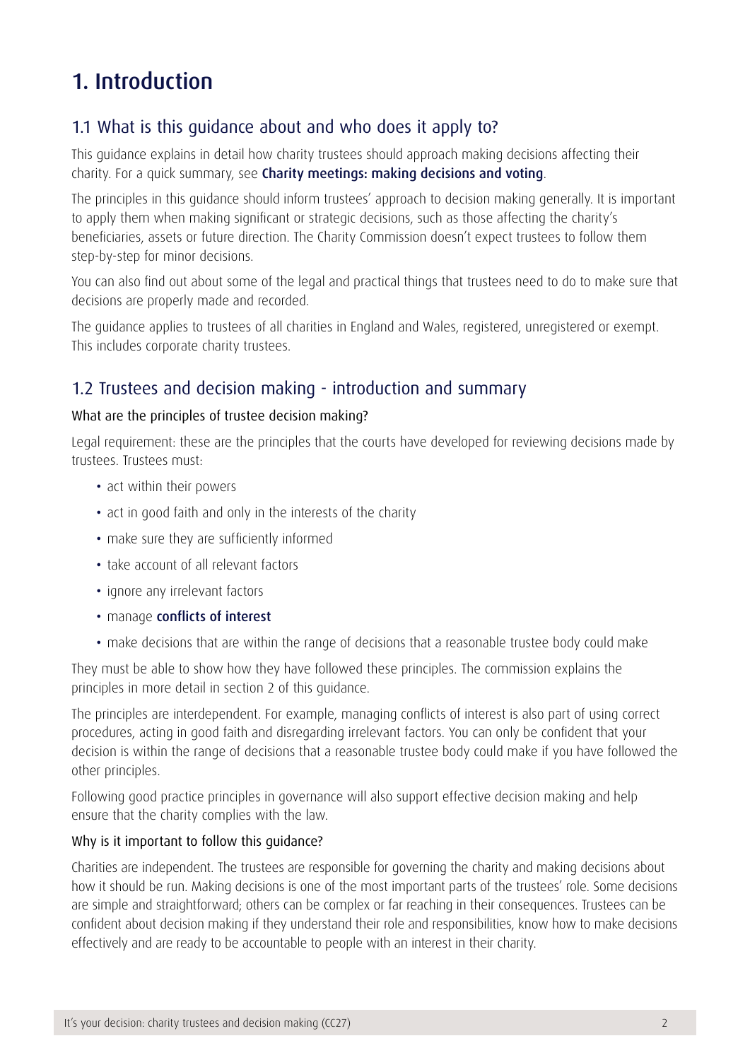# 1. Introduction

## 1.1 What is this guidance about and who does it apply to?

This guidance explains in detail how charity trustees should approach making decisions affecting their charity. For a quick summary, see **Charity meetings: making decisions and voting**.

The principles in this guidance should inform trustees' approach to decision making generally. It is important to apply them when making significant or strategic decisions, such as those affecting the charity's beneficiaries, assets or future direction. The Charity Commission doesn't expect trustees to follow them step-by-step for minor decisions.

You can also find out about some of the legal and practical things that trustees need to do to make sure that decisions are properly made and recorded.

The guidance applies to trustees of all charities in England and Wales, registered, unregistered or exempt. This includes corporate charity trustees.

## 1.2 Trustees and decision making - introduction and summary

### What are the principles of trustee decision making?

Legal requirement: these are the principles that the courts have developed for reviewing decisions made by trustees. Trustees must:

- act within their powers
- act in good faith and only in the interests of the charity
- make sure they are sufficiently informed
- take account of all relevant factors
- ignore any irrelevant factors
- manage **conflicts of interest**
- make decisions that are within the range of decisions that a reasonable trustee body could make

They must be able to show how they have followed these principles. The commission explains the principles in more detail in section 2 of this guidance.

The principles are interdependent. For example, managing conflicts of interest is also part of using correct procedures, acting in good faith and disregarding irrelevant factors. You can only be confident that your decision is within the range of decisions that a reasonable trustee body could make if you have followed the other principles.

Following good practice principles in governance will also support effective decision making and help ensure that the charity complies with the law.

### Why is it important to follow this guidance?

Charities are independent. The trustees are responsible for governing the charity and making decisions about how it should be run. Making decisions is one of the most important parts of the trustees' role. Some decisions are simple and straightforward; others can be complex or far reaching in their consequences. Trustees can be confident about decision making if they understand their role and responsibilities, know how to make decisions effectively and are ready to be accountable to people with an interest in their charity.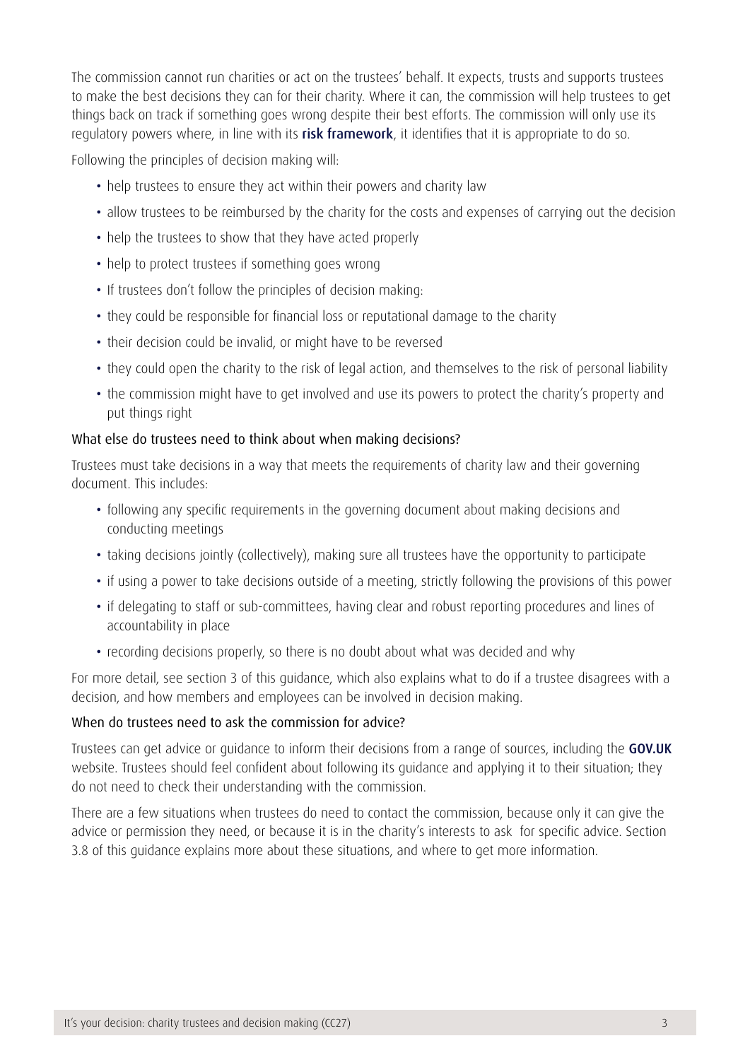The commission cannot run charities or act on the trustees' behalf. It expects, trusts and supports trustees to make the best decisions they can for their charity. Where it can, the commission will help trustees to get things back on track if something goes wrong despite their best efforts. The commission will only use its regulatory powers where, in line with its **risk framework**, it identifies that it is appropriate to do so.

Following the principles of decision making will:

- help trustees to ensure they act within their powers and charity law
- allow trustees to be reimbursed by the charity for the costs and expenses of carrying out the decision
- help the trustees to show that they have acted properly
- help to protect trustees if something goes wrong
- If trustees don't follow the principles of decision making:
- they could be responsible for financial loss or reputational damage to the charity
- their decision could be invalid, or might have to be reversed
- they could open the charity to the risk of legal action, and themselves to the risk of personal liability
- the commission might have to get involved and use its powers to protect the charity's property and put things right

### What else do trustees need to think about when making decisions?

Trustees must take decisions in a way that meets the requirements of charity law and their governing document. This includes:

- following any specific requirements in the governing document about making decisions and conducting meetings
- taking decisions jointly (collectively), making sure all trustees have the opportunity to participate
- if using a power to take decisions outside of a meeting, strictly following the provisions of this power
- if delegating to staff or sub-committees, having clear and robust reporting procedures and lines of accountability in place
- recording decisions properly, so there is no doubt about what was decided and why

For more detail, see section 3 of this guidance, which also explains what to do if a trustee disagrees with a decision, and how members and employees can be involved in decision making.

### When do trustees need to ask the commission for advice?

Trustees can get advice or guidance to inform their decisions from a range of sources, including the **GOV.UK** website. Trustees should feel confident about following its guidance and applying it to their situation; they do not need to check their understanding with the commission.

There are a few situations when trustees do need to contact the commission, because only it can give the advice or permission they need, or because it is in the charity's interests to ask for specific advice. Section 3.8 of this guidance explains more about these situations, and where to get more information.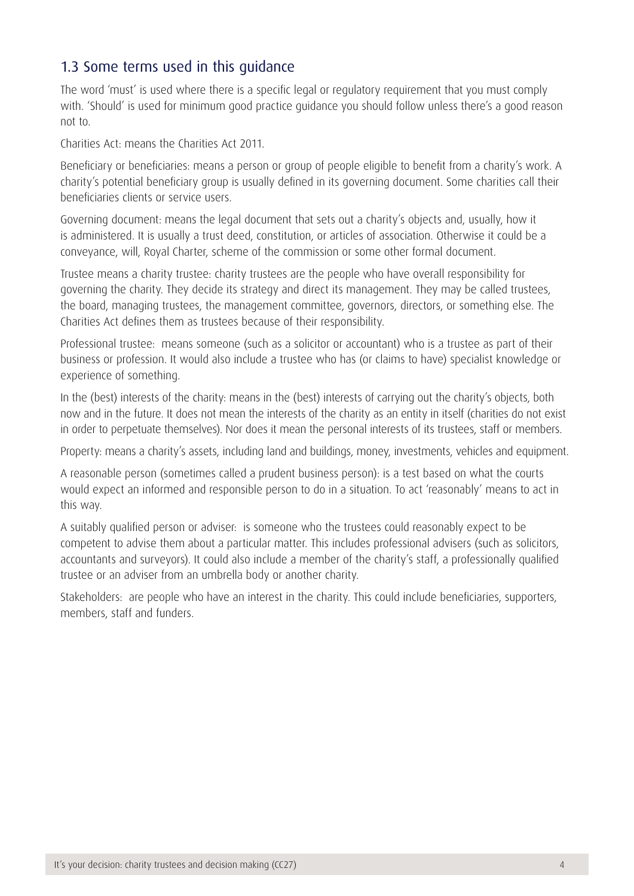## 1.3 Some terms used in this guidance

The word 'must' is used where there is a specific legal or regulatory requirement that you must comply with. 'Should' is used for minimum good practice guidance you should follow unless there's a good reason not to.

Charities Act: means the Charities Act 2011.

Beneficiary or beneficiaries: means a person or group of people eligible to benefit from a charity's work. A charity's potential beneficiary group is usually defined in its governing document. Some charities call their beneficiaries clients or service users.

Governing document: means the legal document that sets out a charity's objects and, usually, how it is administered. It is usually a trust deed, constitution, or articles of association. Otherwise it could be a conveyance, will, Royal Charter, scheme of the commission or some other formal document.

Trustee means a charity trustee: charity trustees are the people who have overall responsibility for governing the charity. They decide its strategy and direct its management. They may be called trustees, the board, managing trustees, the management committee, governors, directors, or something else. The Charities Act defines them as trustees because of their responsibility.

Professional trustee: means someone (such as a solicitor or accountant) who is a trustee as part of their business or profession. It would also include a trustee who has (or claims to have) specialist knowledge or experience of something.

In the (best) interests of the charity: means in the (best) interests of carrying out the charity's objects, both now and in the future. It does not mean the interests of the charity as an entity in itself (charities do not exist in order to perpetuate themselves). Nor does it mean the personal interests of its trustees, staff or members.

Property: means a charity's assets, including land and buildings, money, investments, vehicles and equipment.

A reasonable person (sometimes called a prudent business person): is a test based on what the courts would expect an informed and responsible person to do in a situation. To act 'reasonably' means to act in this way.

A suitably qualified person or adviser: is someone who the trustees could reasonably expect to be competent to advise them about a particular matter. This includes professional advisers (such as solicitors, accountants and surveyors). It could also include a member of the charity's staff, a professionally qualified trustee or an adviser from an umbrella body or another charity.

Stakeholders: are people who have an interest in the charity. This could include beneficiaries, supporters, members, staff and funders.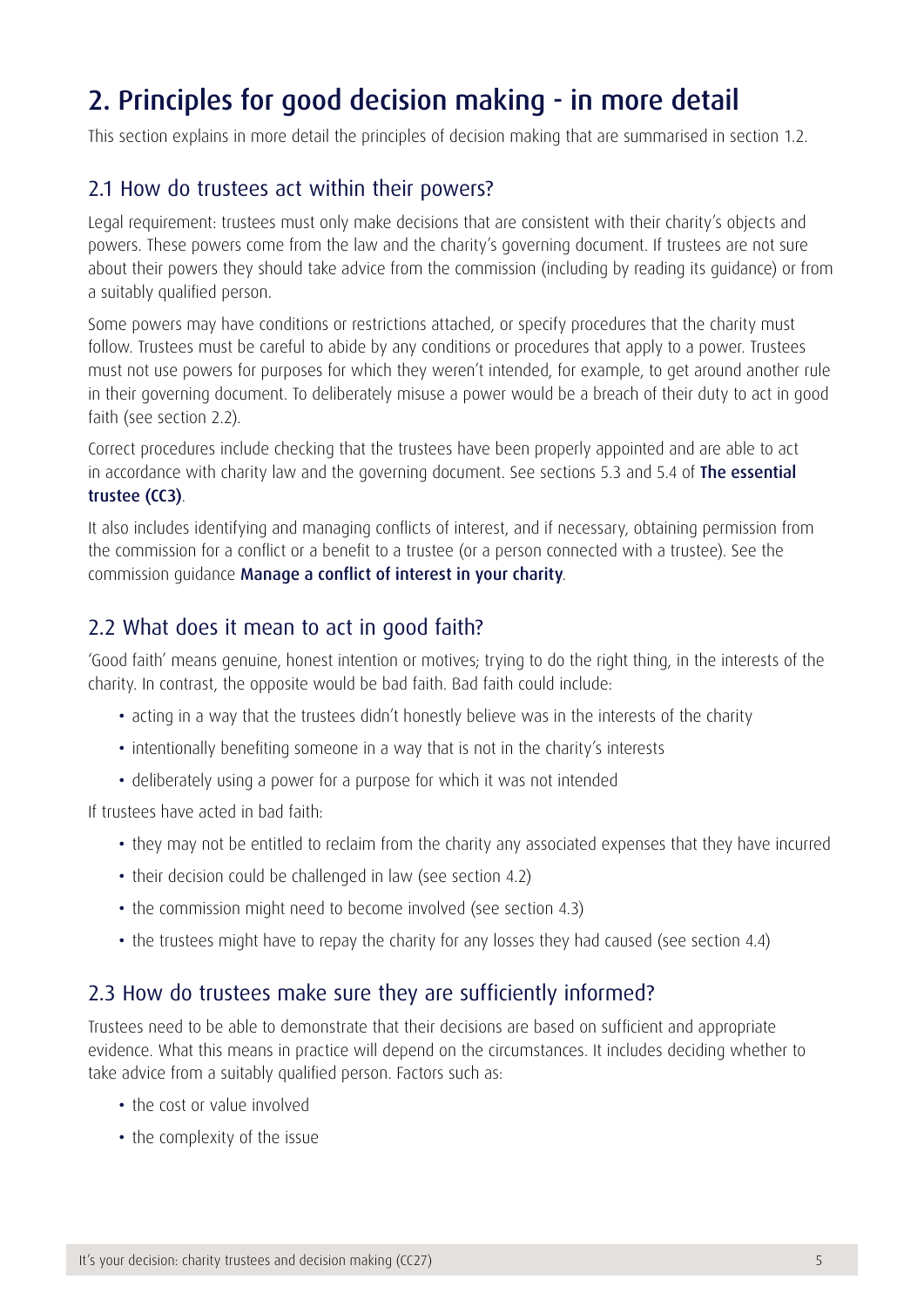# 2. Principles for good decision making - in more detail

This section explains in more detail the principles of decision making that are summarised in section 1.2.

## 2.1 How do trustees act within their powers?

Legal requirement: trustees must only make decisions that are consistent with their charity's objects and powers. These powers come from the law and the charity's governing document. If trustees are not sure about their powers they should take advice from the commission (including by reading its guidance) or from a suitably qualified person.

Some powers may have conditions or restrictions attached, or specify procedures that the charity must follow. Trustees must be careful to abide by any conditions or procedures that apply to a power. Trustees must not use powers for purposes for which they weren't intended, for example, to get around another rule in their governing document. To deliberately misuse a power would be a breach of their duty to act in good faith (see section 2.2).

Correct procedures include checking that the trustees have been properly appointed and are able to act in accordance with charity law and the governing document. See sections 5.3 and 5.4 of **The essential trustee (CC3)**.

It also includes identifying and managing conflicts of interest, and if necessary, obtaining permission from the commission for a conflict or a benefit to a trustee (or a person connected with a trustee). See the commission guidance **Manage a conflict of interest in your charity**.

## 2.2 What does it mean to act in good faith?

'Good faith' means genuine, honest intention or motives; trying to do the right thing, in the interests of the charity. In contrast, the opposite would be bad faith. Bad faith could include:

- acting in a way that the trustees didn't honestly believe was in the interests of the charity
- intentionally benefiting someone in a way that is not in the charity's interests
- deliberately using a power for a purpose for which it was not intended

If trustees have acted in bad faith:

- they may not be entitled to reclaim from the charity any associated expenses that they have incurred
- their decision could be challenged in law (see section 4.2)
- the commission might need to become involved (see section 4.3)
- the trustees might have to repay the charity for any losses they had caused (see section 4.4)

## 2.3 How do trustees make sure they are sufficiently informed?

Trustees need to be able to demonstrate that their decisions are based on sufficient and appropriate evidence. What this means in practice will depend on the circumstances. It includes deciding whether to take advice from a suitably qualified person. Factors such as:

- the cost or value involved
- the complexity of the issue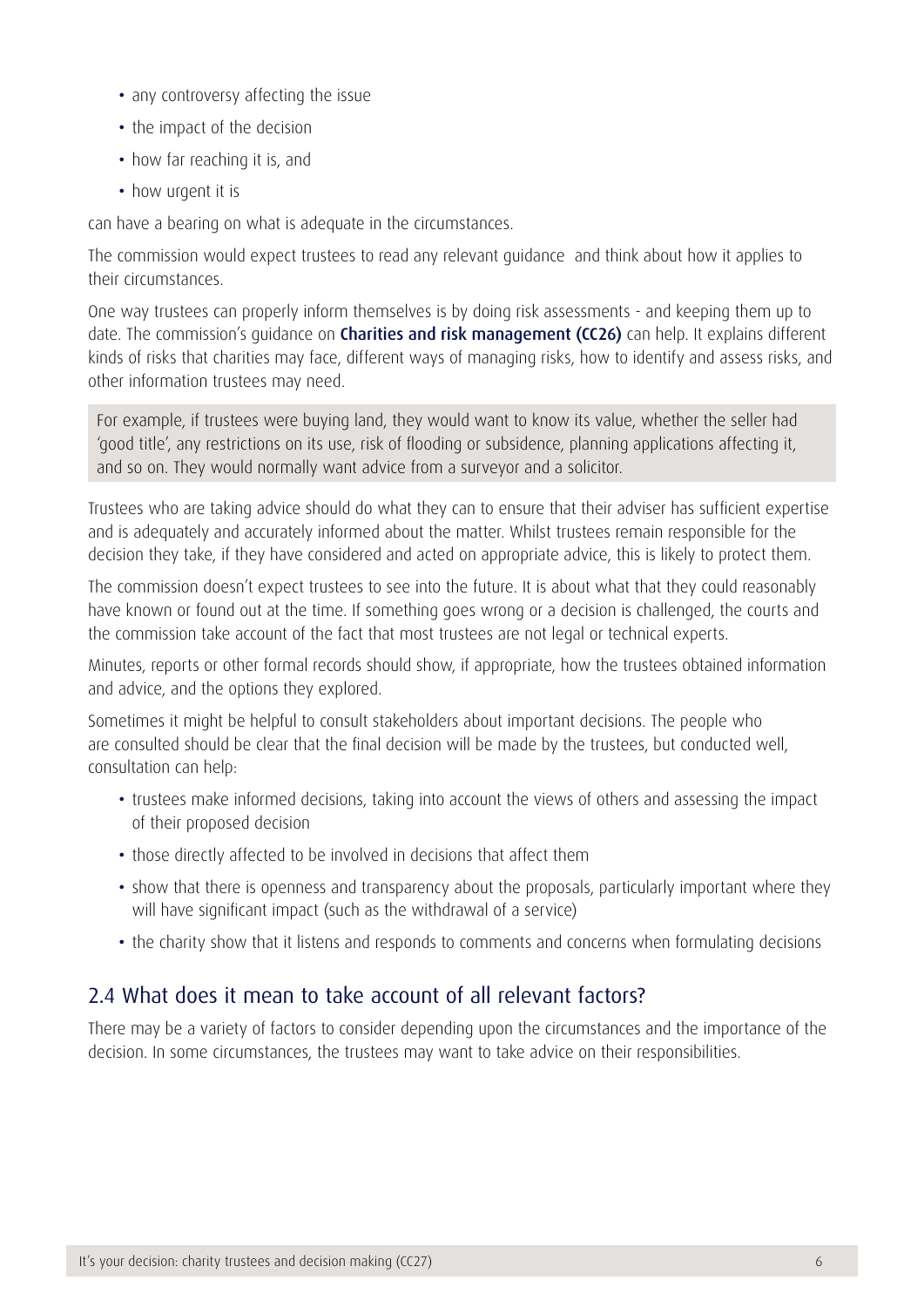- any controversy affecting the issue
- the impact of the decision
- how far reaching it is, and
- how urgent it is

can have a bearing on what is adequate in the circumstances.

The commission would expect trustees to read any relevant guidance and think about how it applies to their circumstances.

One way trustees can properly inform themselves is by doing risk assessments - and keeping them up to date. The commission's guidance on **Charities and risk management (CC26)** can help. It explains different kinds of risks that charities may face, different ways of managing risks, how to identify and assess risks, and other information trustees may need.

> For example, if trustees were buying land, they would want to know its value, whether the seller had 'good title', any restrictions on its use, risk of flooding or subsidence, planning applications affecting it, and so on. They would normally want advice from a surveyor and a solicitor.

Trustees who are taking advice should do what they can to ensure that their adviser has sufficient expertise and is adequately and accurately informed about the matter. Whilst trustees remain responsible for the decision they take, if they have considered and acted on appropriate advice, this is likely to protect them.

The commission doesn't expect trustees to see into the future. It is about what that they could reasonably have known or found out at the time. If something goes wrong or a decision is challenged, the courts and the commission take account of the fact that most trustees are not legal or technical experts.

Minutes, reports or other formal records should show, if appropriate, how the trustees obtained information and advice, and the options they explored.

Sometimes it might be helpful to consult stakeholders about important decisions. The people who are consulted should be clear that the final decision will be made by the trustees, but conducted well, consultation can help:

- trustees make informed decisions, taking into account the views of others and assessing the impact of their proposed decision
- those directly affected to be involved in decisions that affect them
- show that there is openness and transparency about the proposals, particularly important where they will have significant impact (such as the withdrawal of a service)
- the charity show that it listens and responds to comments and concerns when formulating decisions

## 2.4 What does it mean to take account of all relevant factors?

There may be a variety of factors to consider depending upon the circumstances and the importance of the decision. In some circumstances, the trustees may want to take advice on their responsibilities.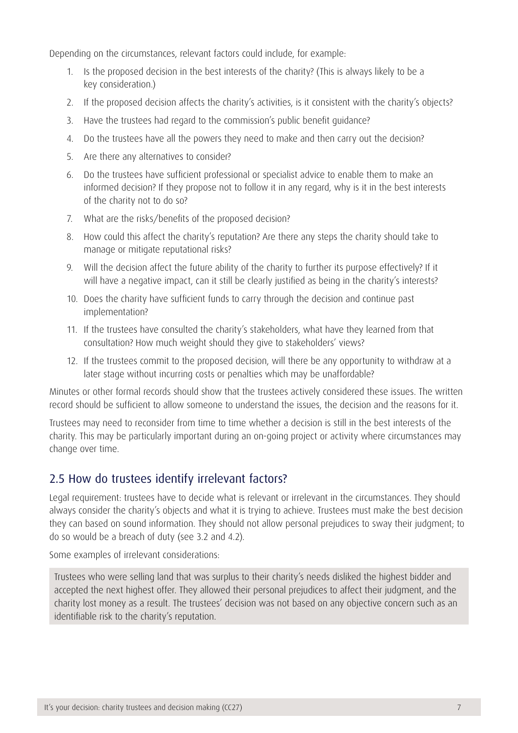Depending on the circumstances, relevant factors could include, for example:

1. Is the proposed decision in the best interests of the charity? (This is always likely to be a key consideration.)
2. If the proposed decision affects the charity's activities, is it consistent with the charity's objects?
3. Have the trustees had regard to the commission's public benefit guidance?
4. Do the trustees have all the powers they need to make and then carry out the decision?
5. Are there any alternatives to consider?
6. Do the trustees have sufficient professional or specialist advice to enable them to make an informed decision? If they propose not to follow it in any regard, why is it in the best interests of the charity not to do so?
7. What are the risks/benefits of the proposed decision?
8. How could this affect the charity's reputation? Are there any steps the charity should take to manage or mitigate reputational risks?
9. Will the decision affect the future ability of the charity to further its purpose effectively? If it will have a negative impact, can it still be clearly justified as being in the charity's interests?
10. Does the charity have sufficient funds to carry through the decision and continue past implementation?
11. If the trustees have consulted the charity's stakeholders, what have they learned from that consultation? How much weight should they give to stakeholders' views?
12. If the trustees commit to the proposed decision, will there be any opportunity to withdraw at a later stage without incurring costs or penalties which may be unaffordable?

Minutes or other formal records should show that the trustees actively considered these issues. The written record should be sufficient to allow someone to understand the issues, the decision and the reasons for it.

Trustees may need to reconsider from time to time whether a decision is still in the best interests of the charity. This may be particularly important during an on-going project or activity where circumstances may change over time.

## 2.5 How do trustees identify irrelevant factors?

Legal requirement: trustees have to decide what is relevant or irrelevant in the circumstances. They should always consider the charity's objects and what it is trying to achieve. Trustees must make the best decision they can based on sound information. They should not allow personal prejudices to sway their judgment; to do so would be a breach of duty (see 3.2 and 4.2).

Some examples of irrelevant considerations:

> Trustees who were selling land that was surplus to their charity's needs disliked the highest bidder and accepted the next highest offer. They allowed their personal prejudices to affect their judgment, and the charity lost money as a result. The trustees' decision was not based on any objective concern such as an identifiable risk to the charity's reputation.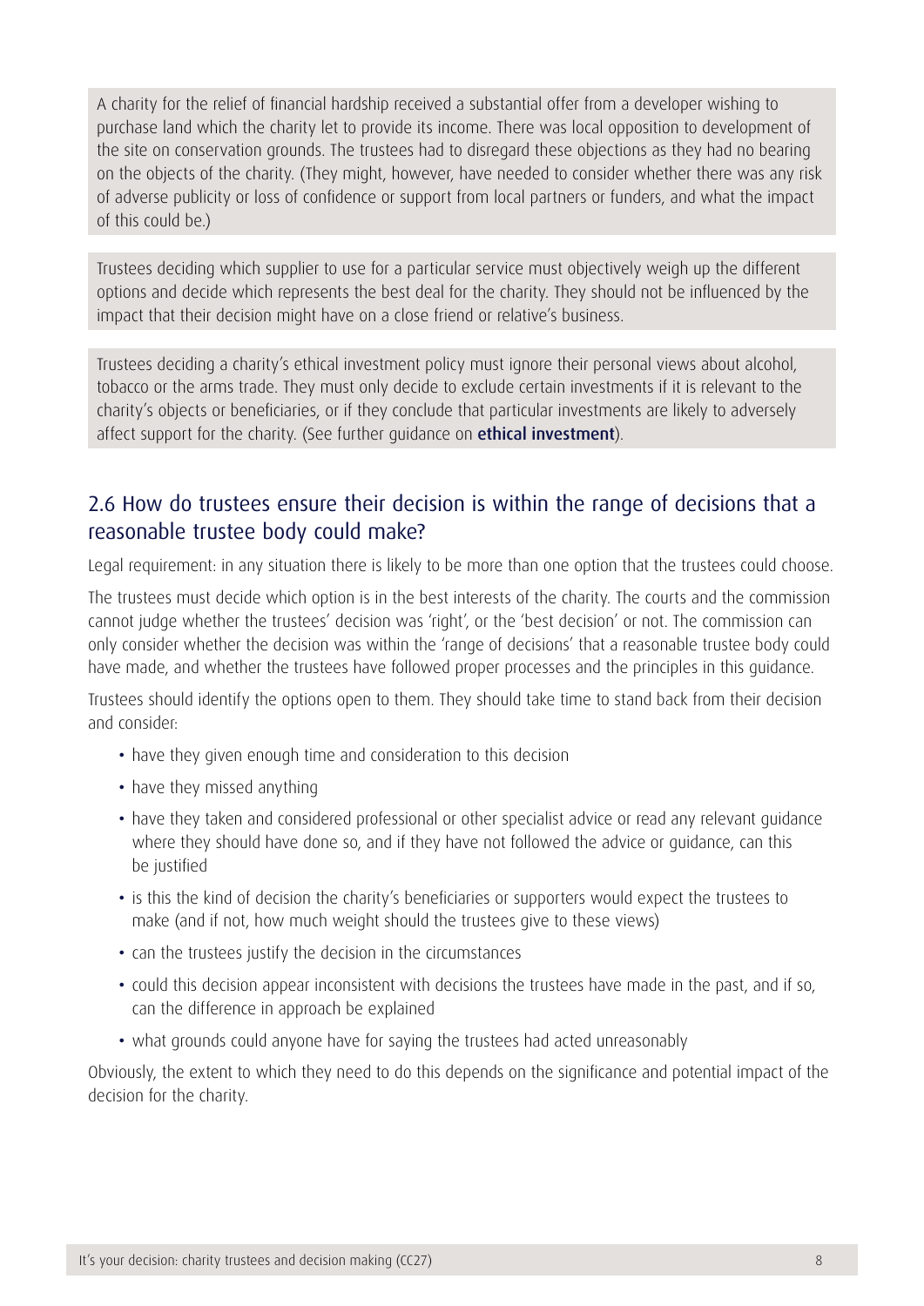A charity for the relief of financial hardship received a substantial offer from a developer wishing to purchase land which the charity let to provide its income. There was local opposition to development of the site on conservation grounds. The trustees had to disregard these objections as they had no bearing on the objects of the charity. (They might, however, have needed to consider whether there was any risk of adverse publicity or loss of confidence or support from local partners or funders, and what the impact of this could be.)

Trustees deciding which supplier to use for a particular service must objectively weigh up the different options and decide which represents the best deal for the charity. They should not be influenced by the impact that their decision might have on a close friend or relative's business.

Trustees deciding a charity's ethical investment policy must ignore their personal views about alcohol, tobacco or the arms trade. They must only decide to exclude certain investments if it is relevant to the charity's objects or beneficiaries, or if they conclude that particular investments are likely to adversely affect support for the charity. (See further guidance on **ethical investment**).

## 2.6 How do trustees ensure their decision is within the range of decisions that a reasonable trustee body could make?

Legal requirement: in any situation there is likely to be more than one option that the trustees could choose.

The trustees must decide which option is in the best interests of the charity. The courts and the commission cannot judge whether the trustees' decision was 'right', or the 'best decision' or not. The commission can only consider whether the decision was within the 'range of decisions' that a reasonable trustee body could have made, and whether the trustees have followed proper processes and the principles in this guidance.

Trustees should identify the options open to them. They should take time to stand back from their decision and consider:

- have they given enough time and consideration to this decision
- have they missed anything
- have they taken and considered professional or other specialist advice or read any relevant guidance where they should have done so, and if they have not followed the advice or guidance, can this be justified
- is this the kind of decision the charity's beneficiaries or supporters would expect the trustees to make (and if not, how much weight should the trustees give to these views)
- can the trustees justify the decision in the circumstances
- could this decision appear inconsistent with decisions the trustees have made in the past, and if so, can the difference in approach be explained
- what grounds could anyone have for saying the trustees had acted unreasonably

Obviously, the extent to which they need to do this depends on the significance and potential impact of the decision for the charity.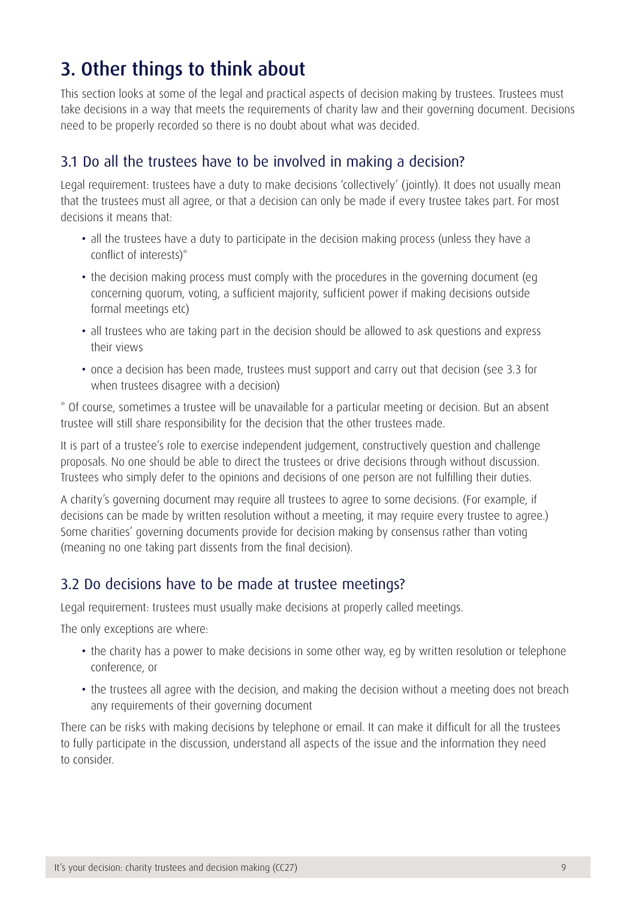# 3. Other things to think about

This section looks at some of the legal and practical aspects of decision making by trustees. Trustees must take decisions in a way that meets the requirements of charity law and their governing document. Decisions need to be properly recorded so there is no doubt about what was decided.

## 3.1 Do all the trustees have to be involved in making a decision?

Legal requirement: trustees have a duty to make decisions 'collectively' (jointly). It does not usually mean that the trustees must all agree, or that a decision can only be made if every trustee takes part. For most decisions it means that:

- all the trustees have a duty to participate in the decision making process (unless they have a conflict of interests)*
- the decision making process must comply with the procedures in the governing document (eg concerning quorum, voting, a sufficient majority, sufficient power if making decisions outside formal meetings etc)
- all trustees who are taking part in the decision should be allowed to ask questions and express their views
- once a decision has been made, trustees must support and carry out that decision (see 3.3 for when trustees disagree with a decision)

* Of course, sometimes a trustee will be unavailable for a particular meeting or decision. But an absent trustee will still share responsibility for the decision that the other trustees made.

It is part of a trustee's role to exercise independent judgement, constructively question and challenge proposals. No one should be able to direct the trustees or drive decisions through without discussion. Trustees who simply defer to the opinions and decisions of one person are not fulfilling their duties.

A charity's governing document may require all trustees to agree to some decisions. (For example, if decisions can be made by written resolution without a meeting, it may require every trustee to agree.) Some charities' governing documents provide for decision making by consensus rather than voting (meaning no one taking part dissents from the final decision).

## 3.2 Do decisions have to be made at trustee meetings?

Legal requirement: trustees must usually make decisions at properly called meetings.

The only exceptions are where:

- the charity has a power to make decisions in some other way, eg by written resolution or telephone conference, or
- the trustees all agree with the decision, and making the decision without a meeting does not breach any requirements of their governing document

There can be risks with making decisions by telephone or email. It can make it difficult for all the trustees to fully participate in the discussion, understand all aspects of the issue and the information they need to consider.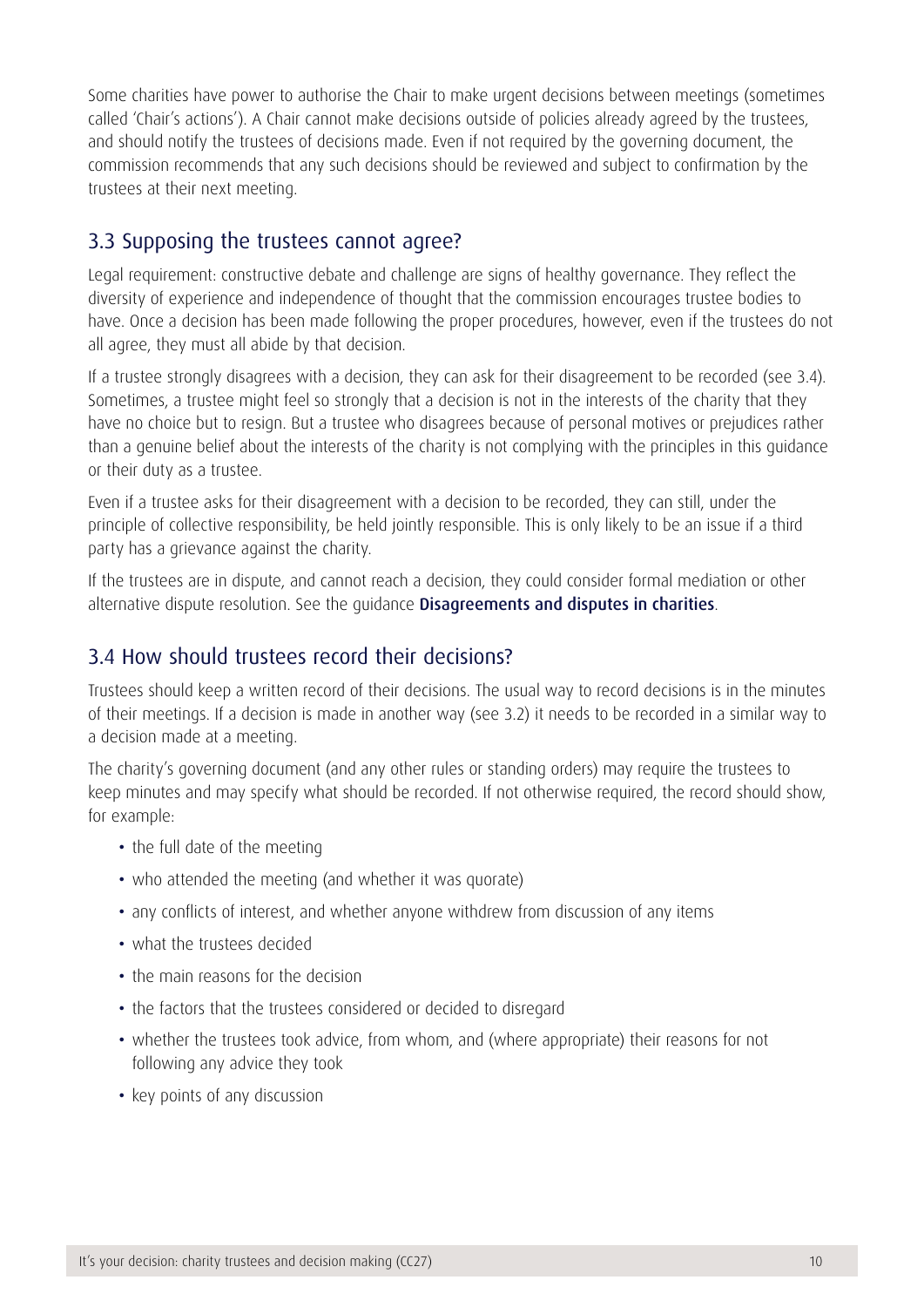Some charities have power to authorise the Chair to make urgent decisions between meetings (sometimes called 'Chair's actions'). A Chair cannot make decisions outside of policies already agreed by the trustees, and should notify the trustees of decisions made. Even if not required by the governing document, the commission recommends that any such decisions should be reviewed and subject to confirmation by the trustees at their next meeting.

## 3.3 Supposing the trustees cannot agree?

Legal requirement: constructive debate and challenge are signs of healthy governance. They reflect the diversity of experience and independence of thought that the commission encourages trustee bodies to have. Once a decision has been made following the proper procedures, however, even if the trustees do not all agree, they must all abide by that decision.

If a trustee strongly disagrees with a decision, they can ask for their disagreement to be recorded (see 3.4). Sometimes, a trustee might feel so strongly that a decision is not in the interests of the charity that they have no choice but to resign. But a trustee who disagrees because of personal motives or prejudices rather than a genuine belief about the interests of the charity is not complying with the principles in this guidance or their duty as a trustee.

Even if a trustee asks for their disagreement with a decision to be recorded, they can still, under the principle of collective responsibility, be held jointly responsible. This is only likely to be an issue if a third party has a grievance against the charity.

If the trustees are in dispute, and cannot reach a decision, they could consider formal mediation or other alternative dispute resolution. See the guidance **Disagreements and disputes in charities**.

## 3.4 How should trustees record their decisions?

Trustees should keep a written record of their decisions. The usual way to record decisions is in the minutes of their meetings. If a decision is made in another way (see 3.2) it needs to be recorded in a similar way to a decision made at a meeting.

The charity's governing document (and any other rules or standing orders) may require the trustees to keep minutes and may specify what should be recorded. If not otherwise required, the record should show, for example:

- the full date of the meeting
- who attended the meeting (and whether it was quorate)
- any conflicts of interest, and whether anyone withdrew from discussion of any items
- what the trustees decided
- the main reasons for the decision
- the factors that the trustees considered or decided to disregard
- whether the trustees took advice, from whom, and (where appropriate) their reasons for not following any advice they took
- key points of any discussion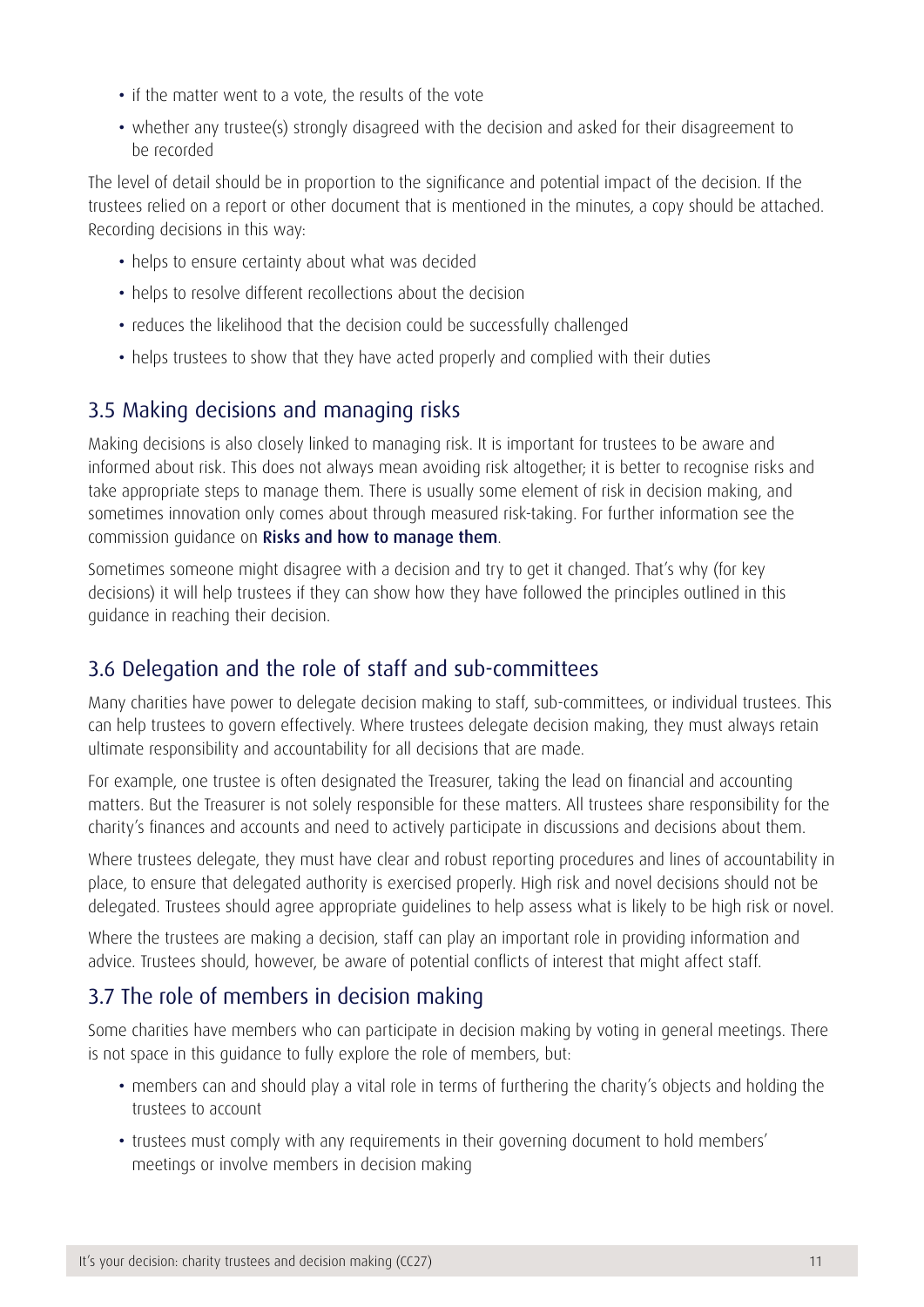- if the matter went to a vote, the results of the vote
- whether any trustee(s) strongly disagreed with the decision and asked for their disagreement to be recorded

The level of detail should be in proportion to the significance and potential impact of the decision. If the trustees relied on a report or other document that is mentioned in the minutes, a copy should be attached. Recording decisions in this way:

- helps to ensure certainty about what was decided
- helps to resolve different recollections about the decision
- reduces the likelihood that the decision could be successfully challenged
- helps trustees to show that they have acted properly and complied with their duties

## 3.5 Making decisions and managing risks

Making decisions is also closely linked to managing risk. It is important for trustees to be aware and informed about risk. This does not always mean avoiding risk altogether; it is better to recognise risks and take appropriate steps to manage them. There is usually some element of risk in decision making, and sometimes innovation only comes about through measured risk-taking. For further information see the commission guidance on **Risks and how to manage them**.

Sometimes someone might disagree with a decision and try to get it changed. That's why (for key decisions) it will help trustees if they can show how they have followed the principles outlined in this guidance in reaching their decision.

## 3.6 Delegation and the role of staff and sub-committees

Many charities have power to delegate decision making to staff, sub-committees, or individual trustees. This can help trustees to govern effectively. Where trustees delegate decision making, they must always retain ultimate responsibility and accountability for all decisions that are made.

For example, one trustee is often designated the Treasurer, taking the lead on financial and accounting matters. But the Treasurer is not solely responsible for these matters. All trustees share responsibility for the charity's finances and accounts and need to actively participate in discussions and decisions about them.

Where trustees delegate, they must have clear and robust reporting procedures and lines of accountability in place, to ensure that delegated authority is exercised properly. High risk and novel decisions should not be delegated. Trustees should agree appropriate guidelines to help assess what is likely to be high risk or novel.

Where the trustees are making a decision, staff can play an important role in providing information and advice. Trustees should, however, be aware of potential conflicts of interest that might affect staff.

## 3.7 The role of members in decision making

Some charities have members who can participate in decision making by voting in general meetings. There is not space in this guidance to fully explore the role of members, but:

- members can and should play a vital role in terms of furthering the charity's objects and holding the trustees to account
- trustees must comply with any requirements in their governing document to hold members' meetings or involve members in decision making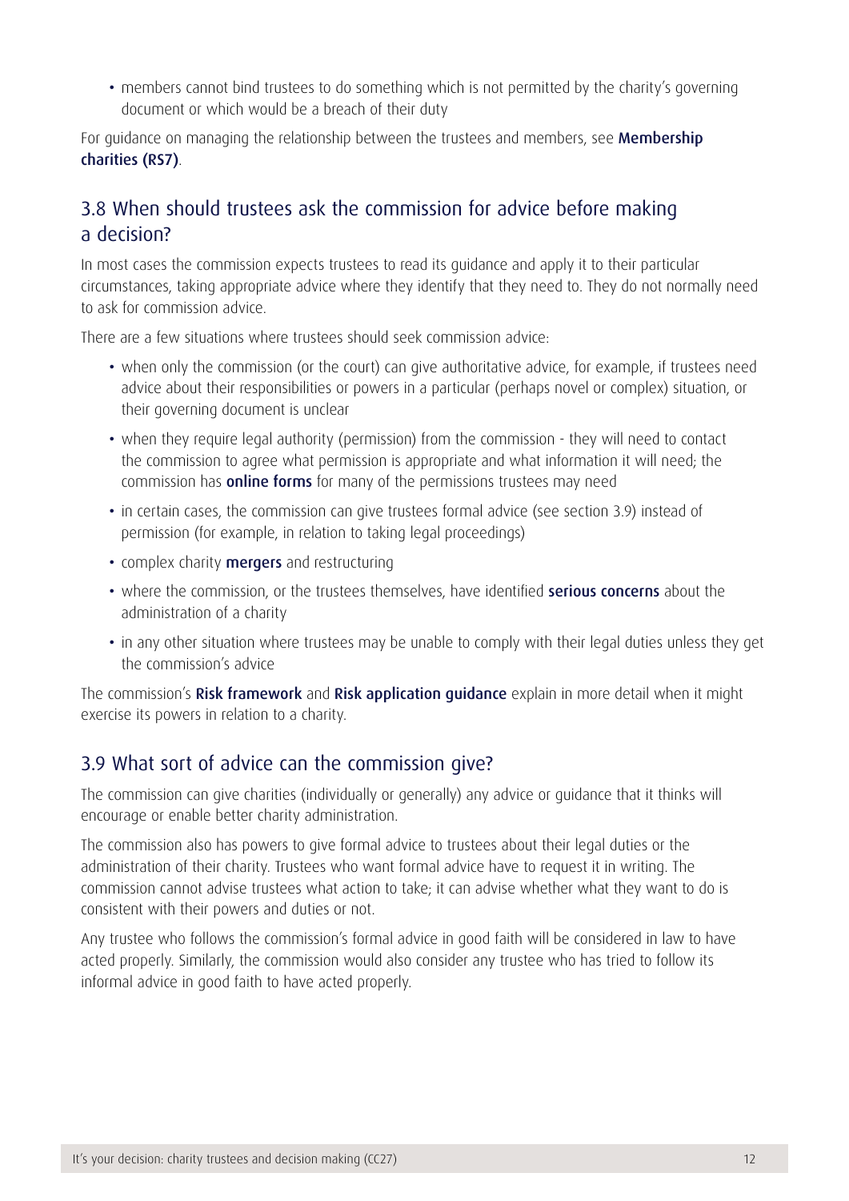- members cannot bind trustees to do something which is not permitted by the charity's governing document or which would be a breach of their duty

For guidance on managing the relationship between the trustees and members, see **Membership charities (RS7)**.

## 3.8 When should trustees ask the commission for advice before making a decision?

In most cases the commission expects trustees to read its guidance and apply it to their particular circumstances, taking appropriate advice where they identify that they need to. They do not normally need to ask for commission advice.

There are a few situations where trustees should seek commission advice:

- when only the commission (or the court) can give authoritative advice, for example, if trustees need advice about their responsibilities or powers in a particular (perhaps novel or complex) situation, or their governing document is unclear
- when they require legal authority (permission) from the commission - they will need to contact the commission to agree what permission is appropriate and what information it will need; the commission has **online forms** for many of the permissions trustees may need
- in certain cases, the commission can give trustees formal advice (see section 3.9) instead of permission (for example, in relation to taking legal proceedings)
- complex charity **mergers** and restructuring
- where the commission, or the trustees themselves, have identified **serious concerns** about the administration of a charity
- in any other situation where trustees may be unable to comply with their legal duties unless they get the commission's advice

The commission's **Risk framework** and **Risk application guidance** explain in more detail when it might exercise its powers in relation to a charity.

## 3.9 What sort of advice can the commission give?

The commission can give charities (individually or generally) any advice or guidance that it thinks will encourage or enable better charity administration.

The commission also has powers to give formal advice to trustees about their legal duties or the administration of their charity. Trustees who want formal advice have to request it in writing. The commission cannot advise trustees what action to take; it can advise whether what they want to do is consistent with their powers and duties or not.

Any trustee who follows the commission's formal advice in good faith will be considered in law to have acted properly. Similarly, the commission would also consider any trustee who has tried to follow its informal advice in good faith to have acted properly.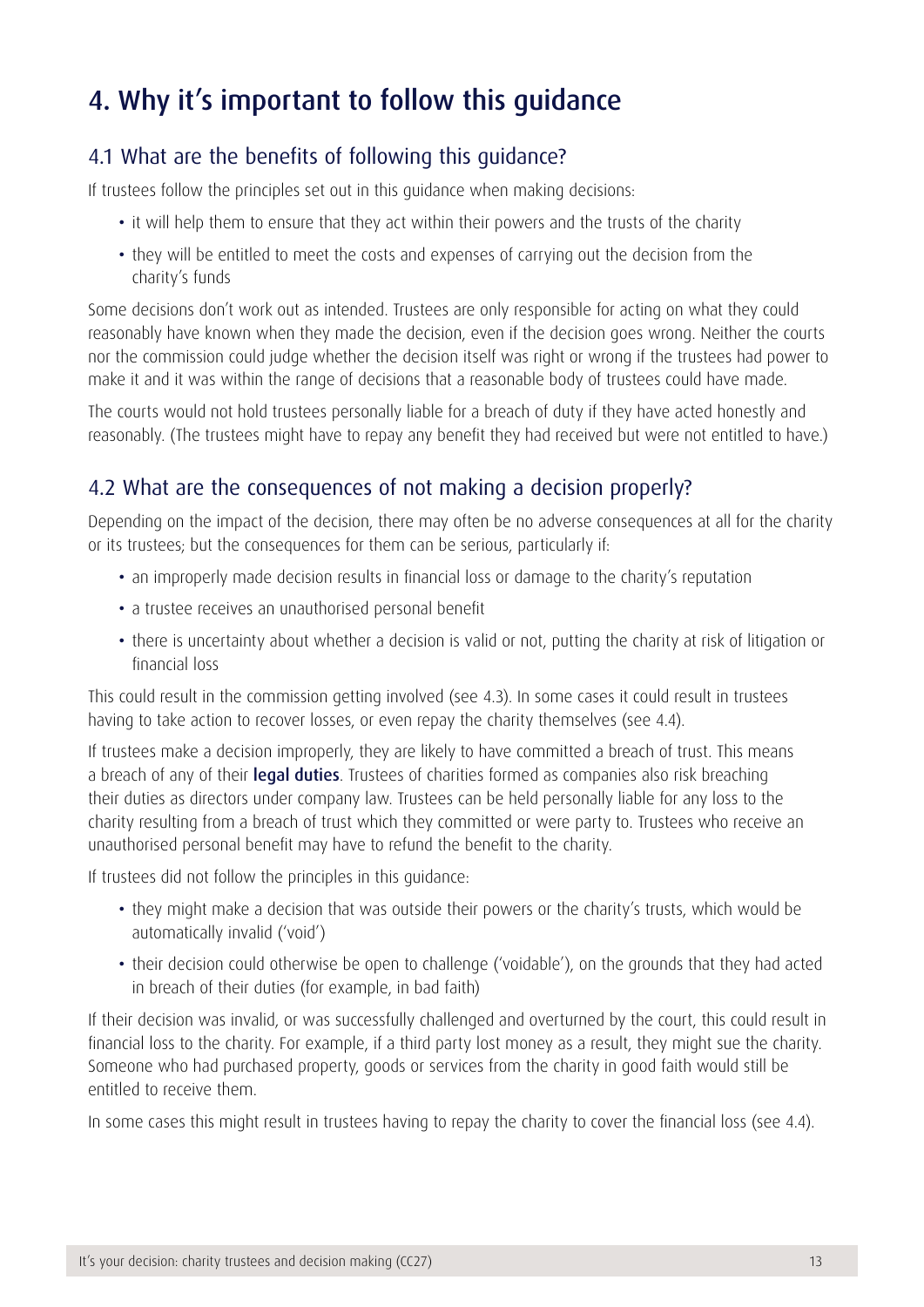# 4. Why it's important to follow this guidance

## 4.1 What are the benefits of following this guidance?

If trustees follow the principles set out in this guidance when making decisions:

- it will help them to ensure that they act within their powers and the trusts of the charity
- they will be entitled to meet the costs and expenses of carrying out the decision from the charity's funds

Some decisions don't work out as intended. Trustees are only responsible for acting on what they could reasonably have known when they made the decision, even if the decision goes wrong. Neither the courts nor the commission could judge whether the decision itself was right or wrong if the trustees had power to make it and it was within the range of decisions that a reasonable body of trustees could have made.

The courts would not hold trustees personally liable for a breach of duty if they have acted honestly and reasonably. (The trustees might have to repay any benefit they had received but were not entitled to have.)

## 4.2 What are the consequences of not making a decision properly?

Depending on the impact of the decision, there may often be no adverse consequences at all for the charity or its trustees; but the consequences for them can be serious, particularly if:

- an improperly made decision results in financial loss or damage to the charity's reputation
- a trustee receives an unauthorised personal benefit
- there is uncertainty about whether a decision is valid or not, putting the charity at risk of litigation or financial loss

This could result in the commission getting involved (see 4.3). In some cases it could result in trustees having to take action to recover losses, or even repay the charity themselves (see 4.4).

If trustees make a decision improperly, they are likely to have committed a breach of trust. This means a breach of any of their **legal duties**. Trustees of charities formed as companies also risk breaching their duties as directors under company law. Trustees can be held personally liable for any loss to the charity resulting from a breach of trust which they committed or were party to. Trustees who receive an unauthorised personal benefit may have to refund the benefit to the charity.

If trustees did not follow the principles in this guidance:

- they might make a decision that was outside their powers or the charity's trusts, which would be automatically invalid ('void')
- their decision could otherwise be open to challenge ('voidable'), on the grounds that they had acted in breach of their duties (for example, in bad faith)

If their decision was invalid, or was successfully challenged and overturned by the court, this could result in financial loss to the charity. For example, if a third party lost money as a result, they might sue the charity. Someone who had purchased property, goods or services from the charity in good faith would still be entitled to receive them.

In some cases this might result in trustees having to repay the charity to cover the financial loss (see 4.4).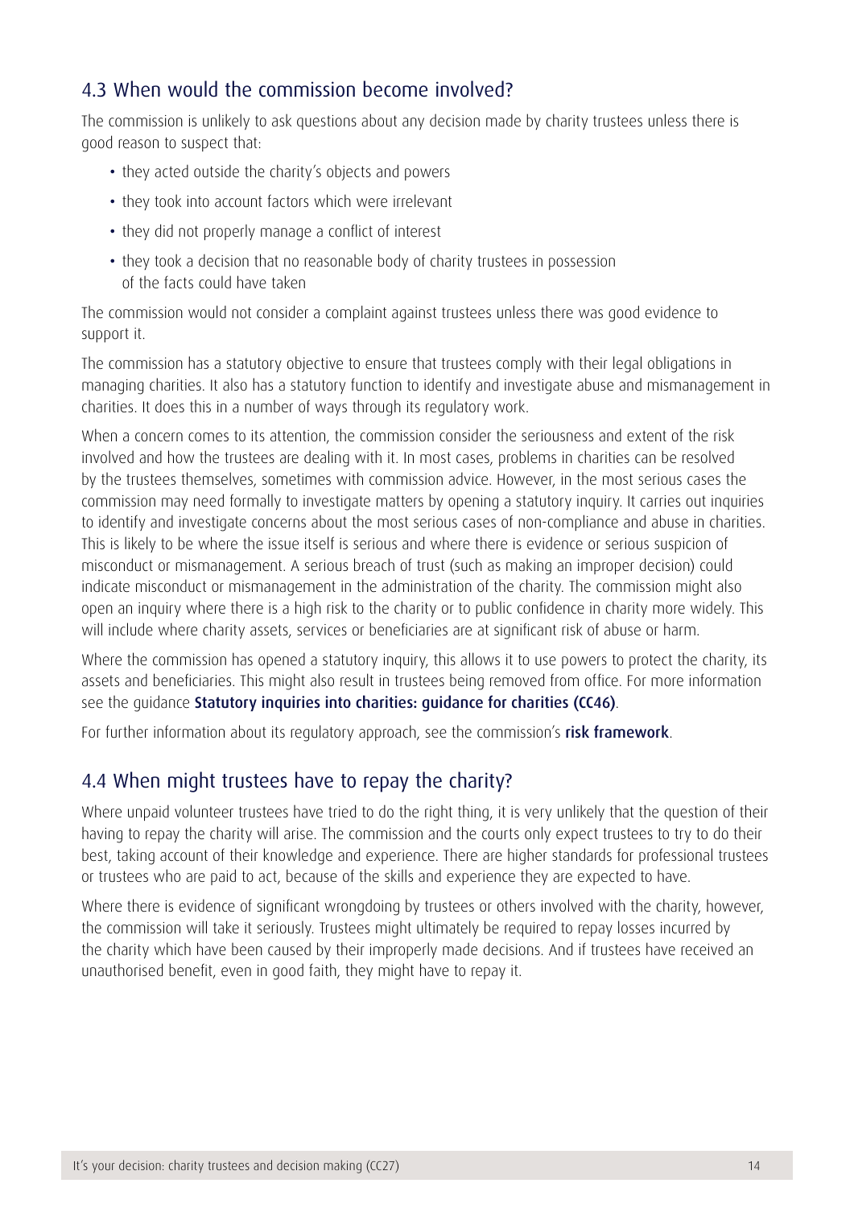## 4.3 When would the commission become involved?

The commission is unlikely to ask questions about any decision made by charity trustees unless there is good reason to suspect that:

- they acted outside the charity's objects and powers
- they took into account factors which were irrelevant
- they did not properly manage a conflict of interest
- they took a decision that no reasonable body of charity trustees in possession of the facts could have taken

The commission would not consider a complaint against trustees unless there was good evidence to support it.

The commission has a statutory objective to ensure that trustees comply with their legal obligations in managing charities. It also has a statutory function to identify and investigate abuse and mismanagement in charities. It does this in a number of ways through its regulatory work.

When a concern comes to its attention, the commission consider the seriousness and extent of the risk involved and how the trustees are dealing with it. In most cases, problems in charities can be resolved by the trustees themselves, sometimes with commission advice. However, in the most serious cases the commission may need formally to investigate matters by opening a statutory inquiry. It carries out inquiries to identify and investigate concerns about the most serious cases of non-compliance and abuse in charities. This is likely to be where the issue itself is serious and where there is evidence or serious suspicion of misconduct or mismanagement. A serious breach of trust (such as making an improper decision) could indicate misconduct or mismanagement in the administration of the charity. The commission might also open an inquiry where there is a high risk to the charity or to public confidence in charity more widely. This will include where charity assets, services or beneficiaries are at significant risk of abuse or harm.

Where the commission has opened a statutory inquiry, this allows it to use powers to protect the charity, its assets and beneficiaries. This might also result in trustees being removed from office. For more information see the guidance **Statutory inquiries into charities: guidance for charities (CC46)**.

For further information about its regulatory approach, see the commission's **risk framework**.

## 4.4 When might trustees have to repay the charity?

Where unpaid volunteer trustees have tried to do the right thing, it is very unlikely that the question of their having to repay the charity will arise. The commission and the courts only expect trustees to try to do their best, taking account of their knowledge and experience. There are higher standards for professional trustees or trustees who are paid to act, because of the skills and experience they are expected to have.

Where there is evidence of significant wrongdoing by trustees or others involved with the charity, however, the commission will take it seriously. Trustees might ultimately be required to repay losses incurred by the charity which have been caused by their improperly made decisions. And if trustees have received an unauthorised benefit, even in good faith, they might have to repay it.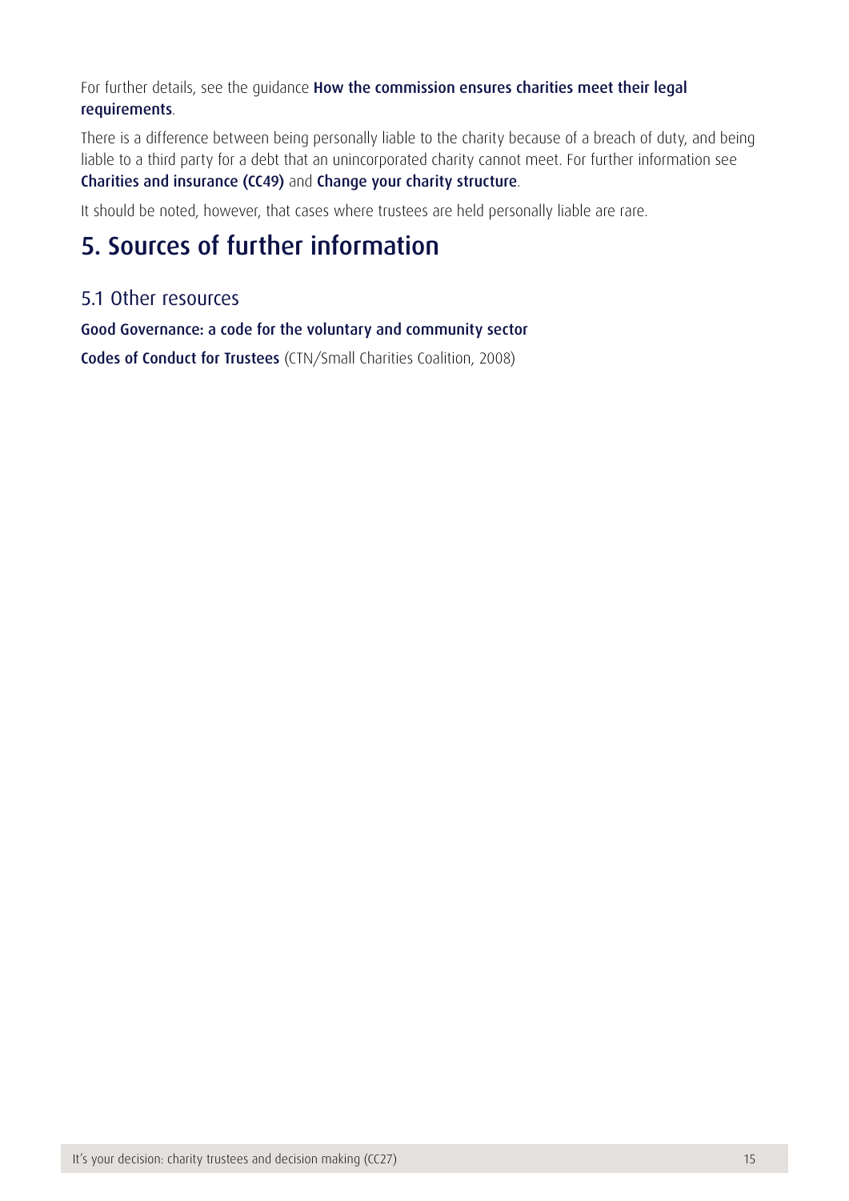For further details, see the guidance **How the commission ensures charities meet their legal requirements**.

There is a difference between being personally liable to the charity because of a breach of duty, and being liable to a third party for a debt that an unincorporated charity cannot meet. For further information see **Charities and insurance (CC49)** and **Change your charity structure**.

It should be noted, however, that cases where trustees are held personally liable are rare.

# 5. Sources of further information

## 5.1 Other resources

**Good Governance: a code for the voluntary and community sector**

**Codes of Conduct for Trustees** (CTN/Small Charities Coalition, 2008)